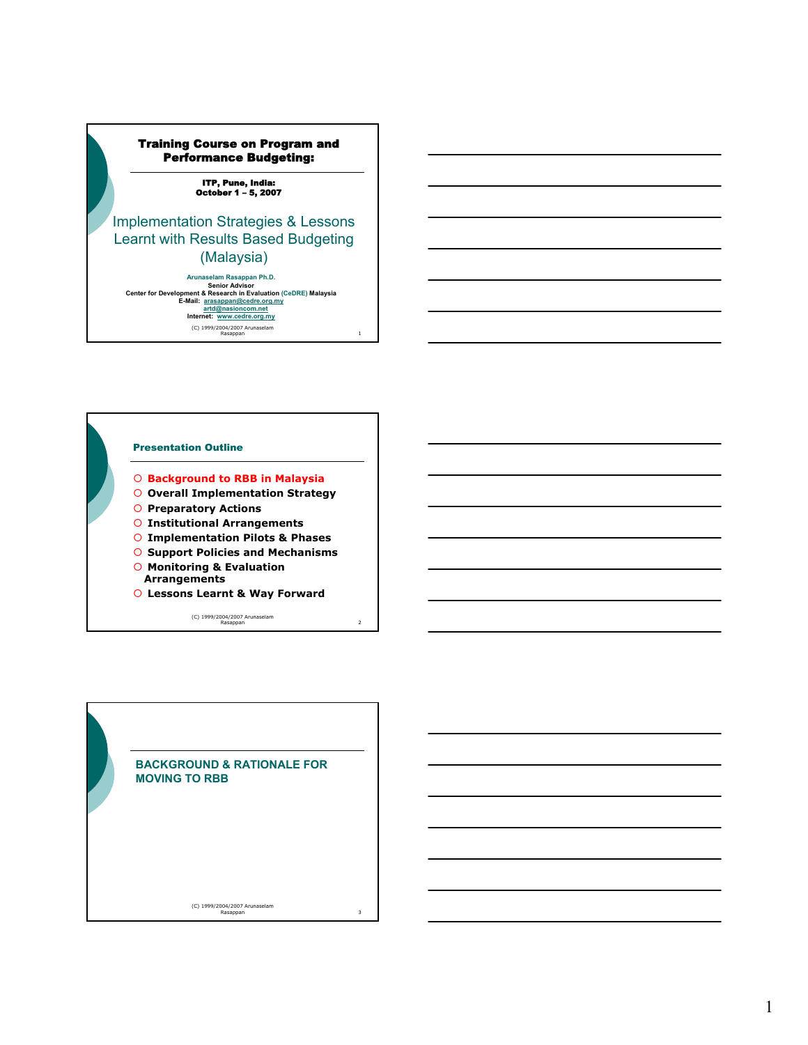# Training Course on Program and Performance Budgeting:

**ITP, Pune, India:**
**October 1 – 5, 2007**

## Implementation Strategies & Lessons Learnt with Results Based Budgeting (Malaysia)

**Arunaselam Rasappan Ph.D.**
**Senior Advisor**
**Center for Development & Research in Evaluation (CeDRE) Malaysia**
**E-Mail: arasappan@cedre.org.my**
**artd@nasioncom.net**
**Internet: www.cedre.org.my**

(C) 1999/2004/2007 Arunaselam Rasappan

---

## Presentation Outline

- **Background to RBB in Malaysia**
- **Overall Implementation Strategy**
- **Preparatory Actions**
- **Institutional Arrangements**
- **Implementation Pilots & Phases**
- **Support Policies and Mechanisms**
- **Monitoring & Evaluation Arrangements**
- **Lessons Learnt & Way Forward**

(C) 1999/2004/2007 Arunaselam Rasappan

---

## BACKGROUND & RATIONALE FOR MOVING TO RBB

(C) 1999/2004/2007 Arunaselam Rasappan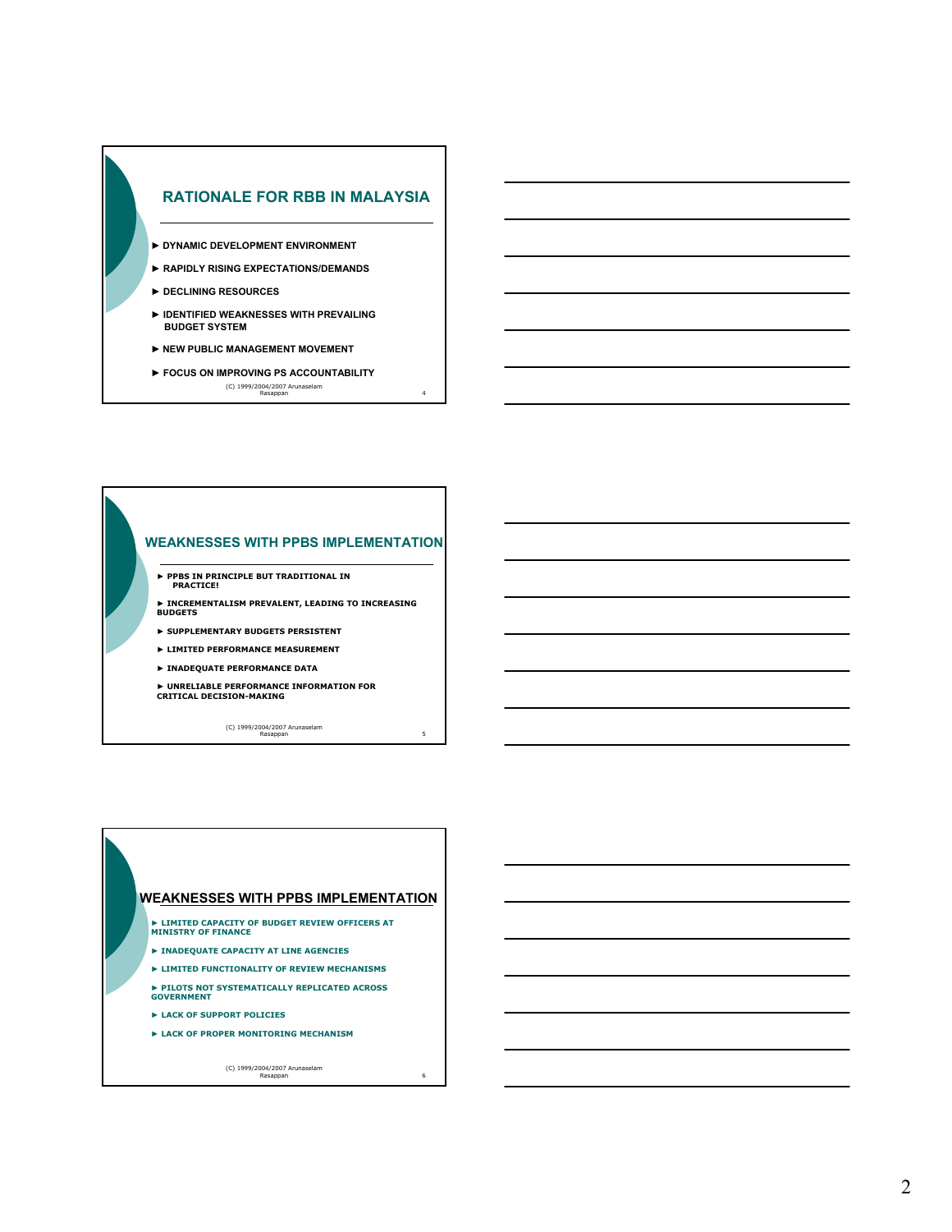## RATIONALE FOR RBB IN MALAYSIA

- DYNAMIC DEVELOPMENT ENVIRONMENT
- RAPIDLY RISING EXPECTATIONS/DEMANDS
- DECLINING RESOURCES
- IDENTIFIED WEAKNESSES WITH PREVAILING BUDGET SYSTEM
- NEW PUBLIC MANAGEMENT MOVEMENT
- FOCUS ON IMPROVING PS ACCOUNTABILITY

(C) 1999/2004/2007 Arunaselam Rasappan

## WEAKNESSES WITH PPBS IMPLEMENTATION

- PPBS IN PRINCIPLE BUT TRADITIONAL IN PRACTICE!
- INCREMENTALISM PREVALENT, LEADING TO INCREASING BUDGETS
- SUPPLEMENTARY BUDGETS PERSISTENT
- LIMITED PERFORMANCE MEASUREMENT
- INADEQUATE PERFORMANCE DATA
- UNRELIABLE PERFORMANCE INFORMATION FOR CRITICAL DECISION-MAKING

(C) 1999/2004/2007 Arunaselam Rasappan

## WEAKNESSES WITH PPBS IMPLEMENTATION

- LIMITED CAPACITY OF BUDGET REVIEW OFFICERS AT MINISTRY OF FINANCE
- INADEQUATE CAPACITY AT LINE AGENCIES
- LIMITED FUNCTIONALITY OF REVIEW MECHANISMS
- PILOTS NOT SYSTEMATICALLY REPLICATED ACROSS GOVERNMENT
- LACK OF SUPPORT POLICIES
- LACK OF PROPER MONITORING MECHANISM

(C) 1999/2004/2007 Arunaselam Rasappan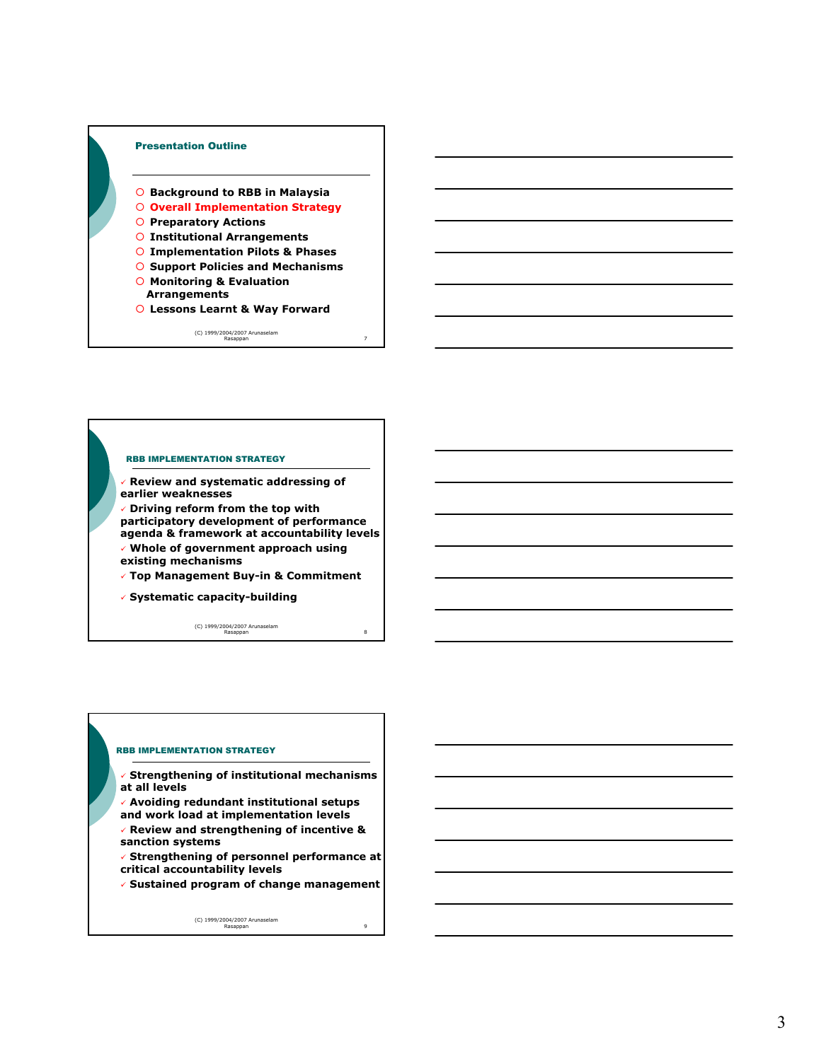## Presentation Outline

- Background to RBB in Malaysia
- **Overall Implementation Strategy**
- Preparatory Actions
- Institutional Arrangements
- Implementation Pilots & Phases
- Support Policies and Mechanisms
- Monitoring & Evaluation Arrangements
- Lessons Learnt & Way Forward

(C) 1999/2004/2007 Arunaselam Rasappan

## RBB IMPLEMENTATION STRATEGY

- ✓ Review and systematic addressing of earlier weaknesses
- ✓ Driving reform from the top with participatory development of performance agenda & framework at accountability levels
- ✓ Whole of government approach using existing mechanisms
- ✓ Top Management Buy-in & Commitment
- ✓ Systematic capacity-building

(C) 1999/2004/2007 Arunaselam Rasappan

## RBB IMPLEMENTATION STRATEGY

- ✓ Strengthening of institutional mechanisms at all levels
- ✓ Avoiding redundant institutional setups and work load at implementation levels
- ✓ Review and strengthening of incentive & sanction systems
- ✓ Strengthening of personnel performance at critical accountability levels
- ✓ Sustained program of change management

(C) 1999/2004/2007 Arunaselam Rasappan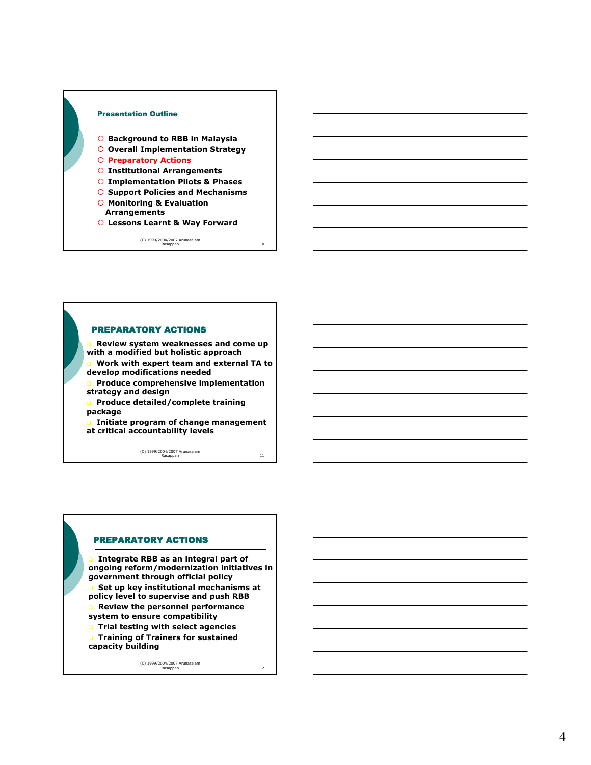## Presentation Outline

- Background to RBB in Malaysia
- Overall Implementation Strategy
- Preparatory Actions
- Institutional Arrangements
- Implementation Pilots & Phases
- Support Policies and Mechanisms
- Monitoring & Evaluation Arrangements
- Lessons Learnt & Way Forward

(C) 1999/2004/2007 Arunaselam Rasappan

## PREPARATORY ACTIONS

- Review system weaknesses and come up with a modified but holistic approach
- Work with expert team and external TA to develop modifications needed
- Produce comprehensive implementation strategy and design
- Produce detailed/complete training package
- Initiate program of change management at critical accountability levels

(C) 1999/2004/2007 Arunaselam Rasappan

## PREPARATORY ACTIONS

- Integrate RBB as an integral part of ongoing reform/modernization initiatives in government through official policy
- Set up key institutional mechanisms at policy level to supervise and push RBB
- Review the personnel performance system to ensure compatibility
- Trial testing with select agencies
- Training of Trainers for sustained capacity building

(C) 1999/2004/2007 Arunaselam Rasappan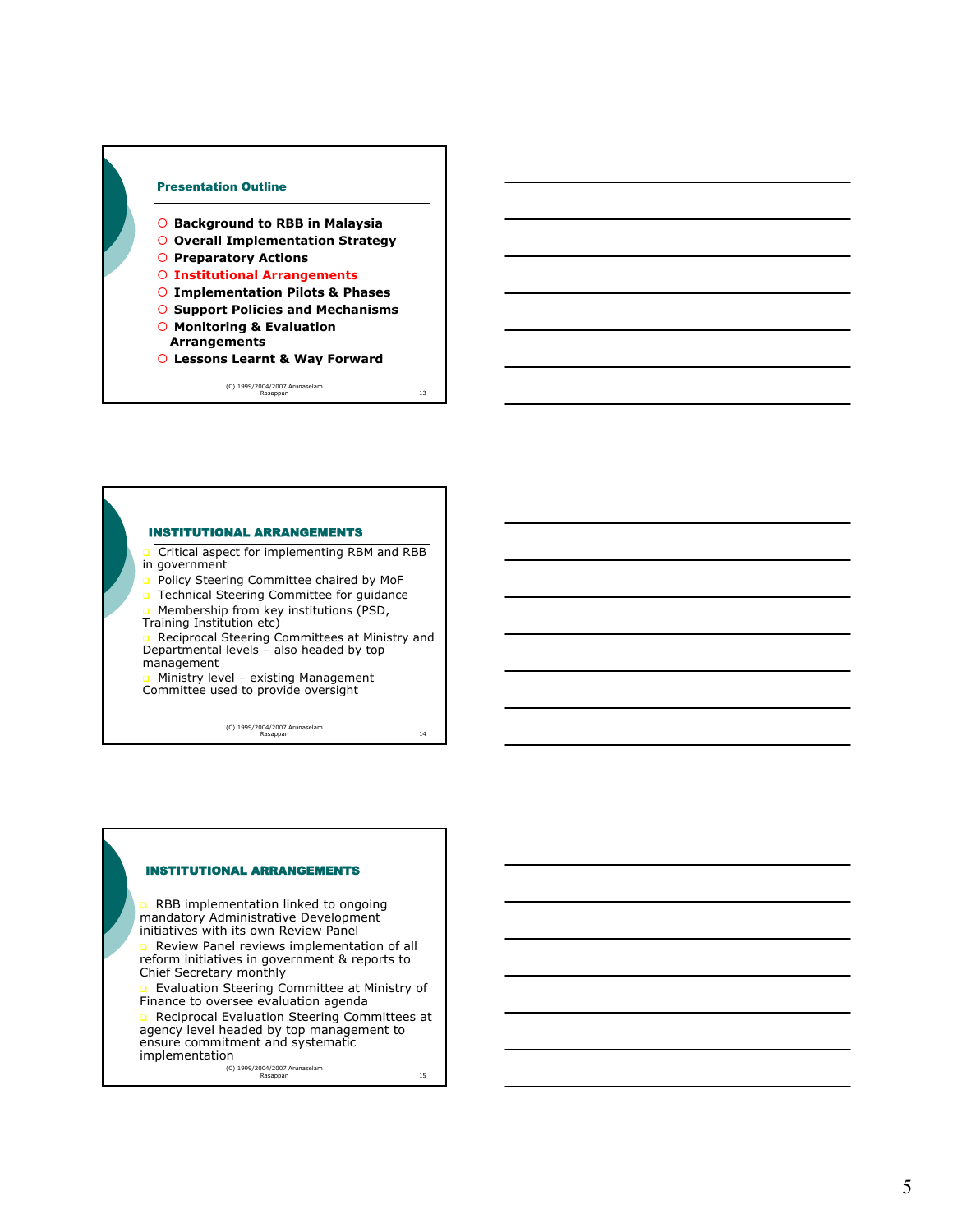## Presentation Outline

- Background to RBB in Malaysia
- Overall Implementation Strategy
- Preparatory Actions
- **Institutional Arrangements**
- Implementation Pilots & Phases
- Support Policies and Mechanisms
- Monitoring & Evaluation Arrangements
- Lessons Learnt & Way Forward

(C) 1999/2004/2007 Arunaselam Rasappan

## INSTITUTIONAL ARRANGEMENTS

- Critical aspect for implementing RBM and RBB in government
- Policy Steering Committee chaired by MoF
- Technical Steering Committee for guidance
- Membership from key institutions (PSD, Training Institution etc)
- Reciprocal Steering Committees at Ministry and Departmental levels – also headed by top management
- Ministry level – existing Management Committee used to provide oversight

(C) 1999/2004/2007 Arunaselam Rasappan

## INSTITUTIONAL ARRANGEMENTS

- RBB implementation linked to ongoing mandatory Administrative Development initiatives with its own Review Panel
- Review Panel reviews implementation of all reform initiatives in government & reports to Chief Secretary monthly
- Evaluation Steering Committee at Ministry of Finance to oversee evaluation agenda
- Reciprocal Evaluation Steering Committees at agency level headed by top management to ensure commitment and systematic implementation

(C) 1999/2004/2007 Arunaselam Rasappan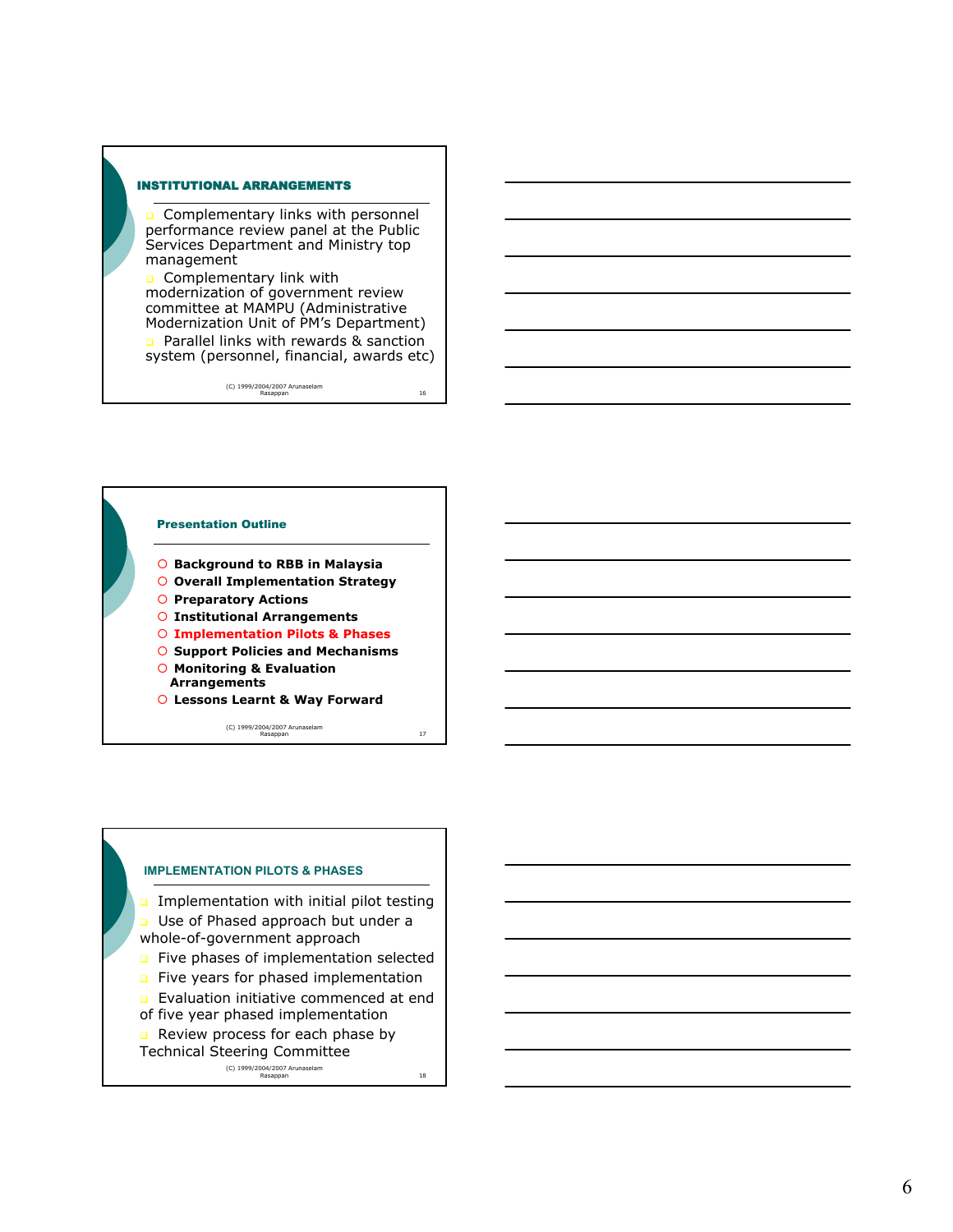## INSTITUTIONAL ARRANGEMENTS

- Complementary links with personnel performance review panel at the Public Services Department and Ministry top management
- Complementary link with modernization of government review committee at MAMPU (Administrative Modernization Unit of PM's Department)
- Parallel links with rewards & sanction system (personnel, financial, awards etc)

(C) 1999/2004/2007 Arunaselam Rasappan

## Presentation Outline

- Background to RBB in Malaysia
- Overall Implementation Strategy
- Preparatory Actions
- Institutional Arrangements
- Implementation Pilots & Phases
- Support Policies and Mechanisms
- Monitoring & Evaluation Arrangements
- Lessons Learnt & Way Forward

(C) 1999/2004/2007 Arunaselam Rasappan

## IMPLEMENTATION PILOTS & PHASES

- Implementation with initial pilot testing
- Use of Phased approach but under a whole-of-government approach
- Five phases of implementation selected
- Five years for phased implementation
- Evaluation initiative commenced at end of five year phased implementation
- Review process for each phase by Technical Steering Committee

(C) 1999/2004/2007 Arunaselam Rasappan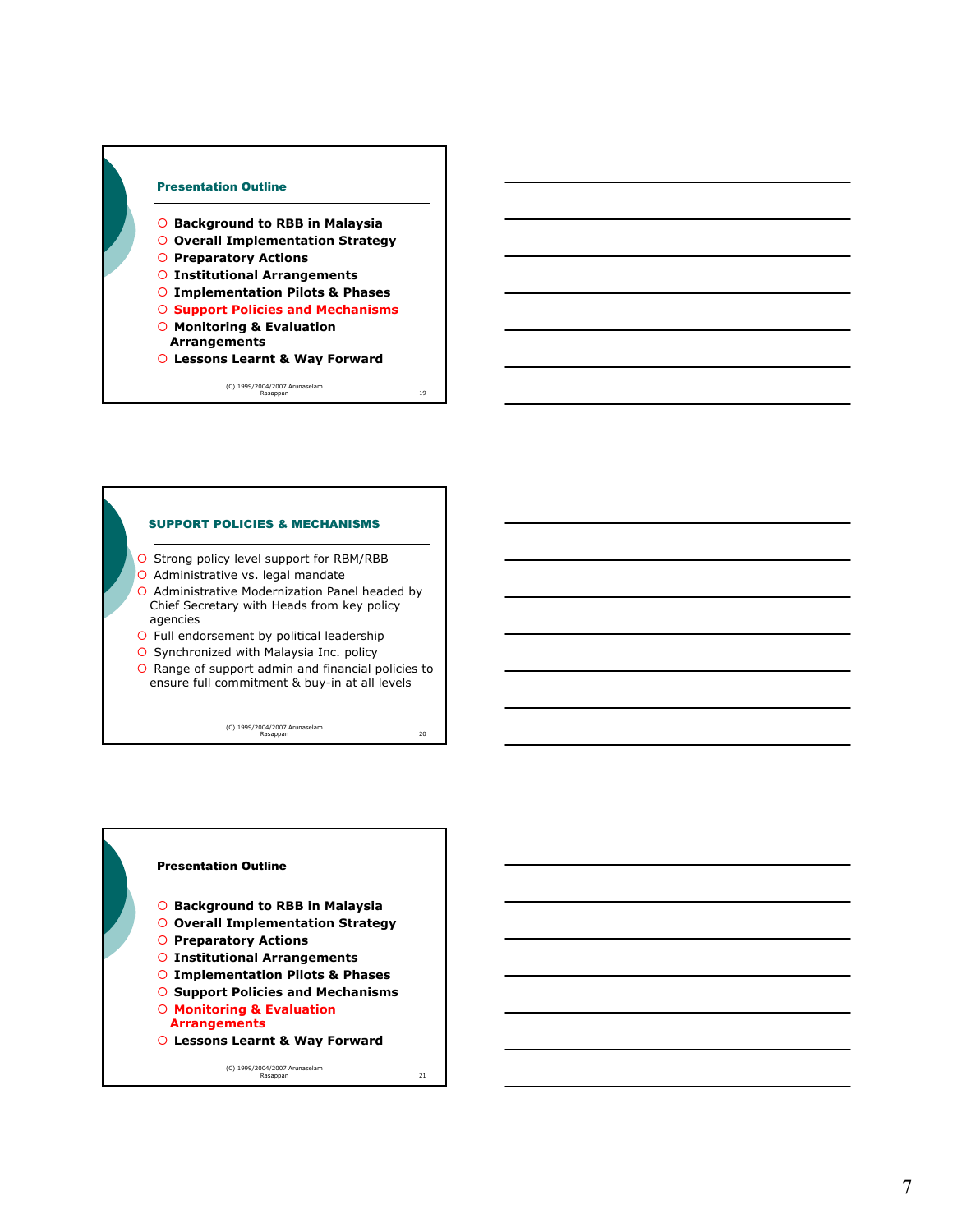## Presentation Outline

- Background to RBB in Malaysia
- Overall Implementation Strategy
- Preparatory Actions
- Institutional Arrangements
- Implementation Pilots & Phases
- **Support Policies and Mechanisms**
- Monitoring & Evaluation Arrangements
- Lessons Learnt & Way Forward

(C) 1999/2004/2007 Arunaselam Rasappan

## SUPPORT POLICIES & MECHANISMS

- Strong policy level support for RBM/RBB
- Administrative vs. legal mandate
- Administrative Modernization Panel headed by Chief Secretary with Heads from key policy agencies
- Full endorsement by political leadership
- Synchronized with Malaysia Inc. policy
- Range of support admin and financial policies to ensure full commitment & buy-in at all levels

(C) 1999/2004/2007 Arunaselam Rasappan

## Presentation Outline

- Background to RBB in Malaysia
- Overall Implementation Strategy
- Preparatory Actions
- Institutional Arrangements
- Implementation Pilots & Phases
- Support Policies and Mechanisms
- **Monitoring & Evaluation Arrangements**
- Lessons Learnt & Way Forward

(C) 1999/2004/2007 Arunaselam Rasappan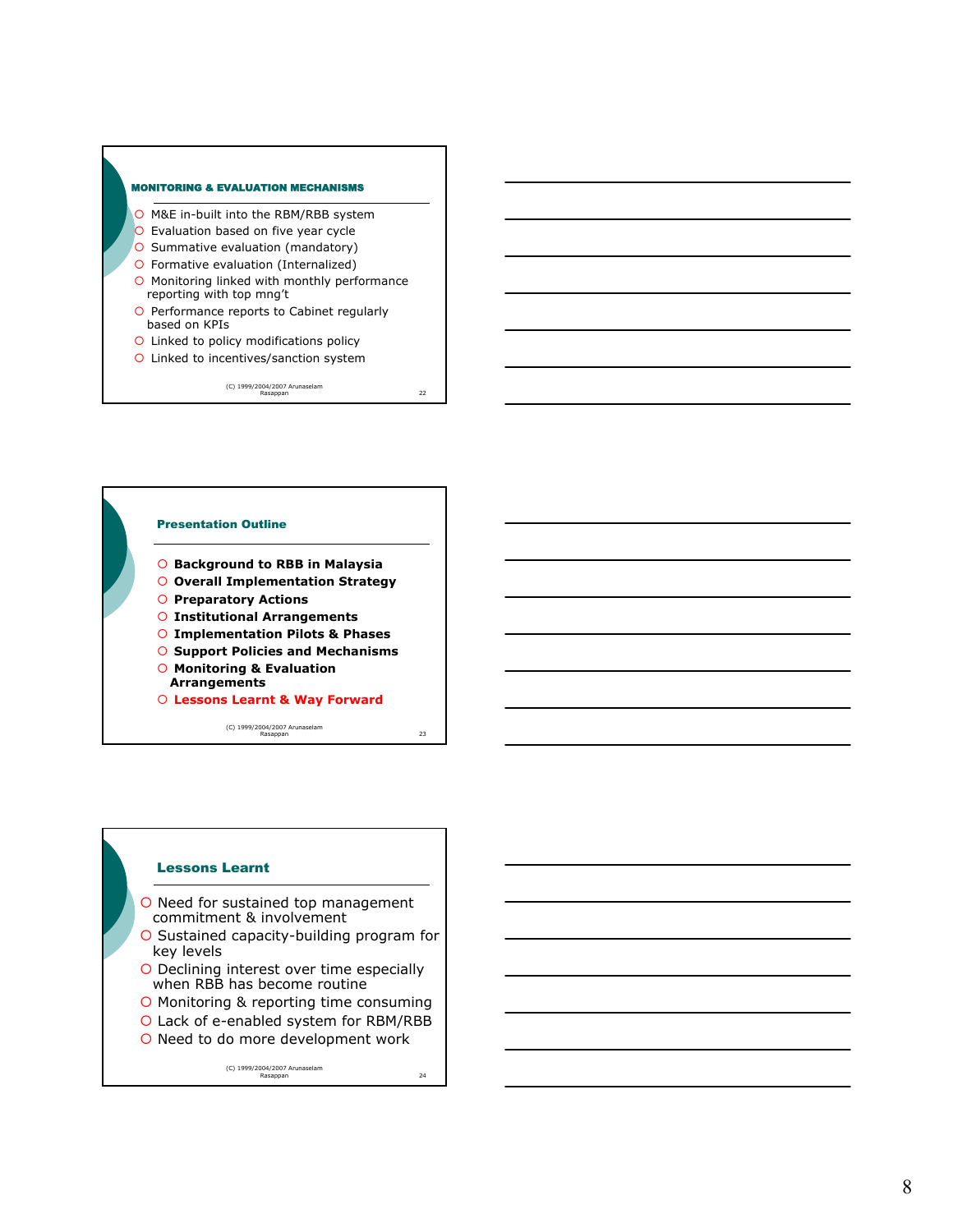## MONITORING & EVALUATION MECHANISMS

- M&E in-built into the RBM/RBB system
- Evaluation based on five year cycle
- Summative evaluation (mandatory)
- Formative evaluation (Internalized)
- Monitoring linked with monthly performance reporting with top mng't
- Performance reports to Cabinet regularly based on KPIs
- Linked to policy modifications policy
- Linked to incentives/sanction system

(C) 1999/2004/2007 Arunaselam Rasappan

## Presentation Outline

- **Background to RBB in Malaysia**
- **Overall Implementation Strategy**
- **Preparatory Actions**
- **Institutional Arrangements**
- **Implementation Pilots & Phases**
- **Support Policies and Mechanisms**
- **Monitoring & Evaluation Arrangements**
- **Lessons Learnt & Way Forward**

(C) 1999/2004/2007 Arunaselam Rasappan

## Lessons Learnt

- Need for sustained top management commitment & involvement
- Sustained capacity-building program for key levels
- Declining interest over time especially when RBB has become routine
- Monitoring & reporting time consuming
- Lack of e-enabled system for RBM/RBB
- Need to do more development work

(C) 1999/2004/2007 Arunaselam Rasappan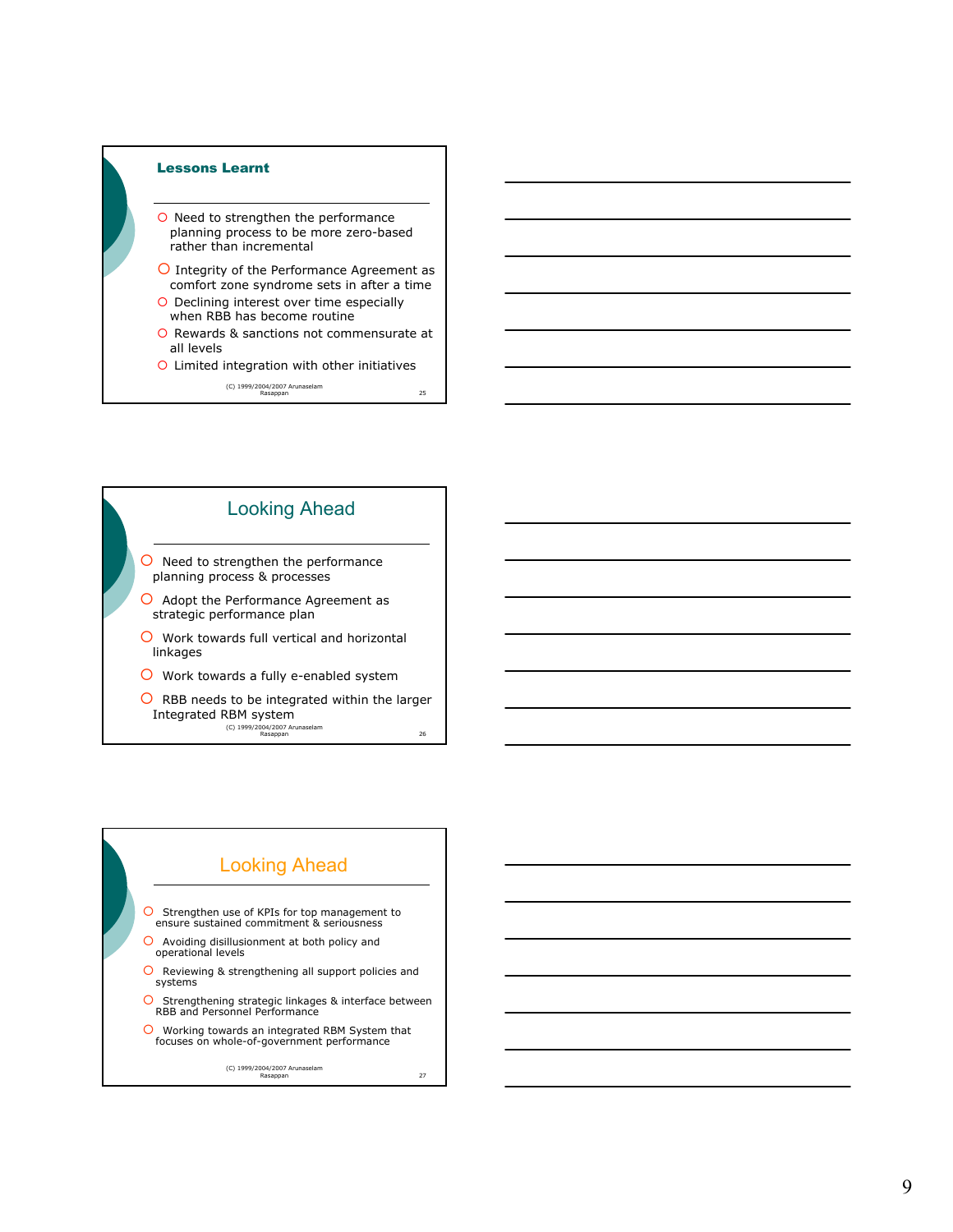## Lessons Learnt

- Need to strengthen the performance planning process to be more zero-based rather than incremental
- Integrity of the Performance Agreement as comfort zone syndrome sets in after a time
- Declining interest over time especially when RBB has become routine
- Rewards & sanctions not commensurate at all levels
- Limited integration with other initiatives

(C) 1999/2004/2007 Arunaselam Rasappan

## Looking Ahead

- Need to strengthen the performance planning process & processes
- Adopt the Performance Agreement as strategic performance plan
- Work towards full vertical and horizontal linkages
- Work towards a fully e-enabled system
- RBB needs to be integrated within the larger Integrated RBM system

(C) 1999/2004/2007 Arunaselam Rasappan

## Looking Ahead

- Strengthen use of KPIs for top management to ensure sustained commitment & seriousness
- Avoiding disillusionment at both policy and operational levels
- Reviewing & strengthening all support policies and systems
- Strengthening strategic linkages & interface between RBB and Personnel Performance
- Working towards an integrated RBM System that focuses on whole-of-government performance

(C) 1999/2004/2007 Arunaselam Rasappan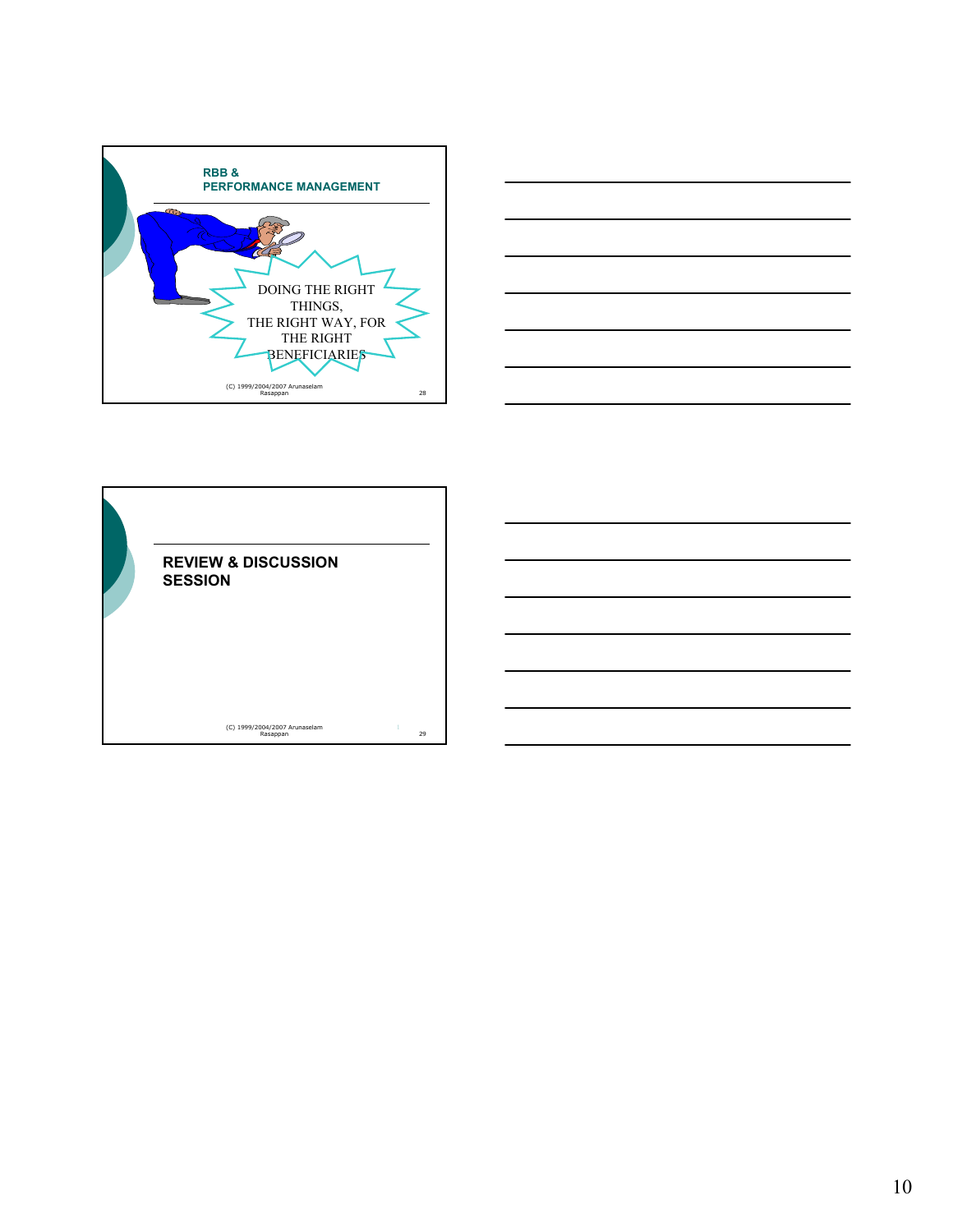## RBB & PERFORMANCE MANAGEMENT

DOING THE RIGHT THINGS,
THE RIGHT WAY, FOR THE RIGHT BENEFICIARIES

(C) 1999/2004/2007 Arunaselam Rasappan

## REVIEW & DISCUSSION SESSION

(C) 1999/2004/2007 Arunaselam Rasappan